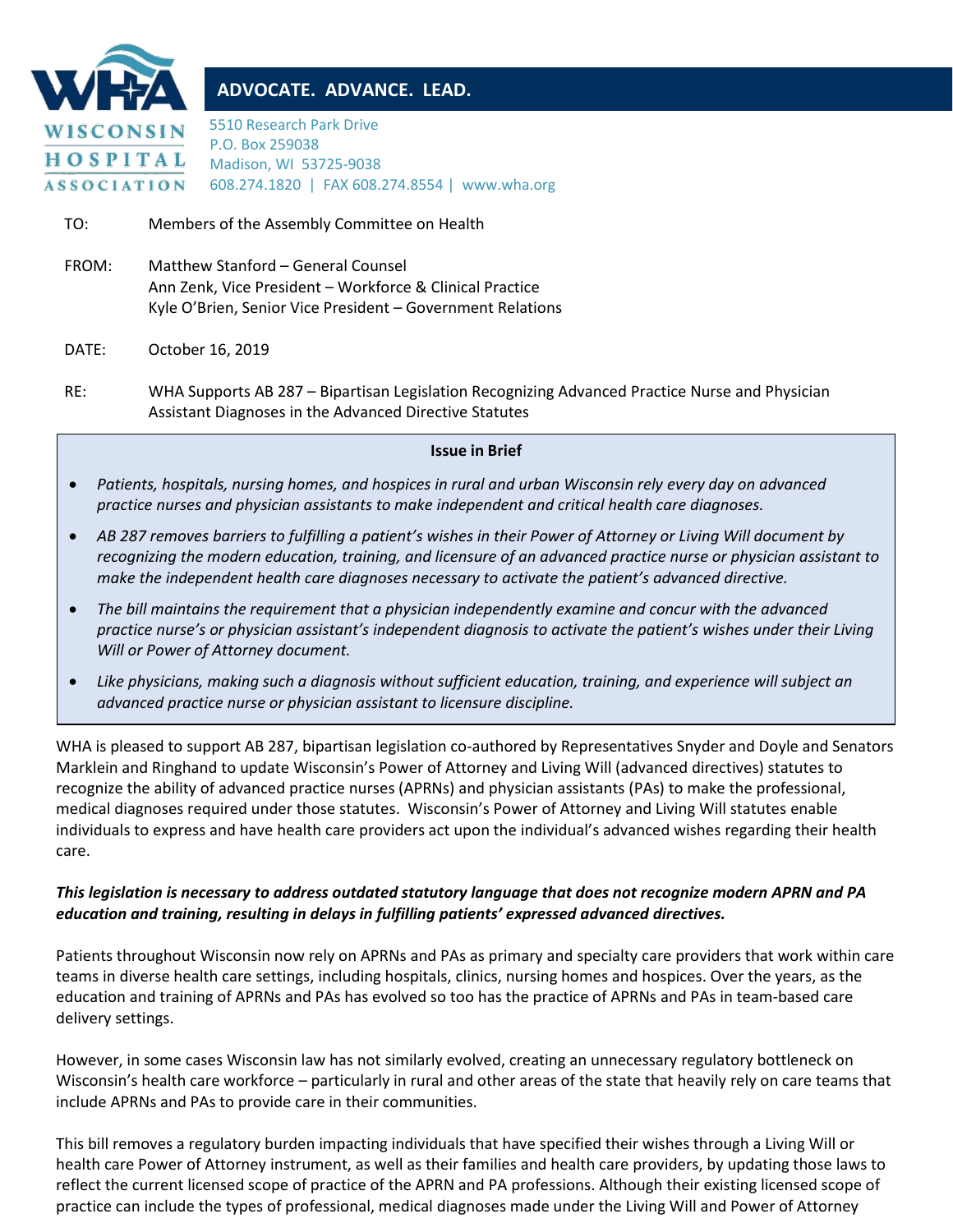**WISCONSIN HOSPITAL ASSOCIATION**

**ADVOCATE. ADVANCE. LEAD.**

5510 Research Park Drive
P.O. Box 259038
Madison, WI 53725-9038
608.274.1820 | FAX 608.274.8554 | www.wha.org

TO: Members of the Assembly Committee on Health

FROM: Matthew Stanford – General Counsel
Ann Zenk, Vice President – Workforce & Clinical Practice
Kyle O'Brien, Senior Vice President – Government Relations

DATE: October 16, 2019

RE: WHA Supports AB 287 – Bipartisan Legislation Recognizing Advanced Practice Nurse and Physician Assistant Diagnoses in the Advanced Directive Statutes

**Issue in Brief**

- *Patients, hospitals, nursing homes, and hospices in rural and urban Wisconsin rely every day on advanced practice nurses and physician assistants to make independent and critical health care diagnoses.*
- *AB 287 removes barriers to fulfilling a patient's wishes in their Power of Attorney or Living Will document by recognizing the modern education, training, and licensure of an advanced practice nurse or physician assistant to make the independent health care diagnoses necessary to activate the patient's advanced directive.*
- *The bill maintains the requirement that a physician independently examine and concur with the advanced practice nurse's or physician assistant's independent diagnosis to activate the patient's wishes under their Living Will or Power of Attorney document.*
- *Like physicians, making such a diagnosis without sufficient education, training, and experience will subject an advanced practice nurse or physician assistant to licensure discipline.*

WHA is pleased to support AB 287, bipartisan legislation co-authored by Representatives Snyder and Doyle and Senators Marklein and Ringhand to update Wisconsin's Power of Attorney and Living Will (advanced directives) statutes to recognize the ability of advanced practice nurses (APRNs) and physician assistants (PAs) to make the professional, medical diagnoses required under those statutes. Wisconsin's Power of Attorney and Living Will statutes enable individuals to express and have health care providers act upon the individual's advanced wishes regarding their health care.

***This legislation is necessary to address outdated statutory language that does not recognize modern APRN and PA education and training, resulting in delays in fulfilling patients' expressed advanced directives.***

Patients throughout Wisconsin now rely on APRNs and PAs as primary and specialty care providers that work within care teams in diverse health care settings, including hospitals, clinics, nursing homes and hospices. Over the years, as the education and training of APRNs and PAs has evolved so too has the practice of APRNs and PAs in team-based care delivery settings.

However, in some cases Wisconsin law has not similarly evolved, creating an unnecessary regulatory bottleneck on Wisconsin's health care workforce – particularly in rural and other areas of the state that heavily rely on care teams that include APRNs and PAs to provide care in their communities.

This bill removes a regulatory burden impacting individuals that have specified their wishes through a Living Will or health care Power of Attorney instrument, as well as their families and health care providers, by updating those laws to reflect the current licensed scope of practice of the APRN and PA professions. Although their existing licensed scope of practice can include the types of professional, medical diagnoses made under the Living Will and Power of Attorney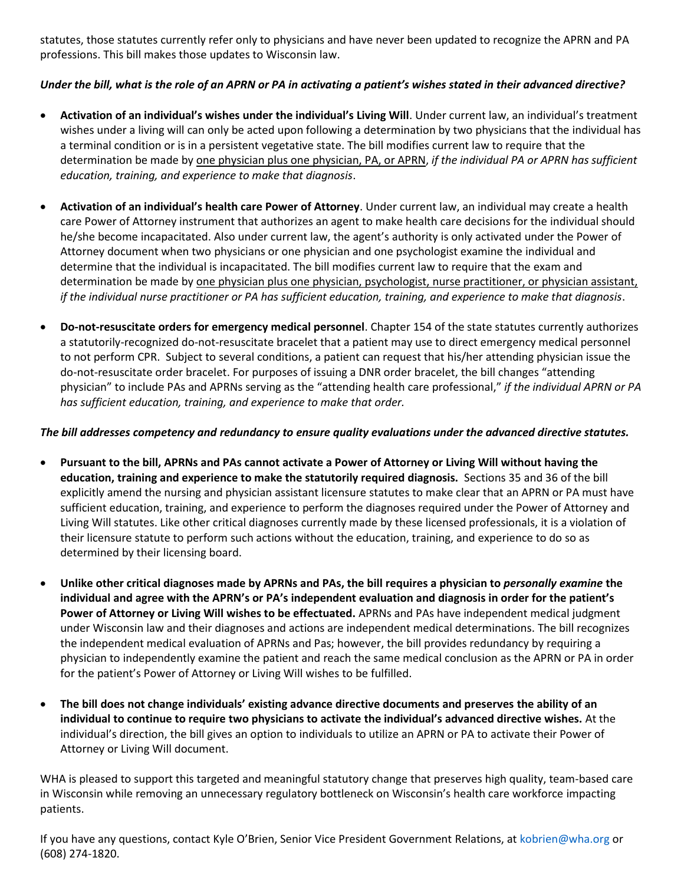statutes, those statutes currently refer only to physicians and have never been updated to recognize the APRN and PA professions. This bill makes those updates to Wisconsin law.

***Under the bill, what is the role of an APRN or PA in activating a patient's wishes stated in their advanced directive?***

- **Activation of an individual's wishes under the individual's Living Will**. Under current law, an individual's treatment wishes under a living will can only be acted upon following a determination by two physicians that the individual has a terminal condition or is in a persistent vegetative state. The bill modifies current law to require that the determination be made by <u>one physician plus one physician, PA, or APRN</u>, *if the individual PA or APRN has sufficient education, training, and experience to make that diagnosis*.

- **Activation of an individual's health care Power of Attorney**. Under current law, an individual may create a health care Power of Attorney instrument that authorizes an agent to make health care decisions for the individual should he/she become incapacitated. Also under current law, the agent's authority is only activated under the Power of Attorney document when two physicians or one physician and one psychologist examine the individual and determine that the individual is incapacitated. The bill modifies current law to require that the exam and determination be made by <u>one physician plus one physician, psychologist, nurse practitioner, or physician assistant,</u> *if the individual nurse practitioner or PA has sufficient education, training, and experience to make that diagnosis*.

- **Do-not-resuscitate orders for emergency medical personnel**. Chapter 154 of the state statutes currently authorizes a statutorily-recognized do-not-resuscitate bracelet that a patient may use to direct emergency medical personnel to not perform CPR. Subject to several conditions, a patient can request that his/her attending physician issue the do-not-resuscitate order bracelet. For purposes of issuing a DNR order bracelet, the bill changes "attending physician" to include PAs and APRNs serving as the "attending health care professional," *if the individual APRN or PA has sufficient education, training, and experience to make that order.*

***The bill addresses competency and redundancy to ensure quality evaluations under the advanced directive statutes.***

- **Pursuant to the bill, APRNs and PAs cannot activate a Power of Attorney or Living Will without having the education, training and experience to make the statutorily required diagnosis.** Sections 35 and 36 of the bill explicitly amend the nursing and physician assistant licensure statutes to make clear that an APRN or PA must have sufficient education, training, and experience to perform the diagnoses required under the Power of Attorney and Living Will statutes. Like other critical diagnoses currently made by these licensed professionals, it is a violation of their licensure statute to perform such actions without the education, training, and experience to do so as determined by their licensing board.

- **Unlike other critical diagnoses made by APRNs and PAs, the bill requires a physician to *personally examine* the individual and agree with the APRN's or PA's independent evaluation and diagnosis in order for the patient's Power of Attorney or Living Will wishes to be effectuated.** APRNs and PAs have independent medical judgment under Wisconsin law and their diagnoses and actions are independent medical determinations. The bill recognizes the independent medical evaluation of APRNs and Pas; however, the bill provides redundancy by requiring a physician to independently examine the patient and reach the same medical conclusion as the APRN or PA in order for the patient's Power of Attorney or Living Will wishes to be fulfilled.

- **The bill does not change individuals' existing advance directive documents and preserves the ability of an individual to continue to require two physicians to activate the individual's advanced directive wishes.** At the individual's direction, the bill gives an option to individuals to utilize an APRN or PA to activate their Power of Attorney or Living Will document.

WHA is pleased to support this targeted and meaningful statutory change that preserves high quality, team-based care in Wisconsin while removing an unnecessary regulatory bottleneck on Wisconsin's health care workforce impacting patients.

If you have any questions, contact Kyle O'Brien, Senior Vice President Government Relations, at kobrien@wha.org or (608) 274-1820.